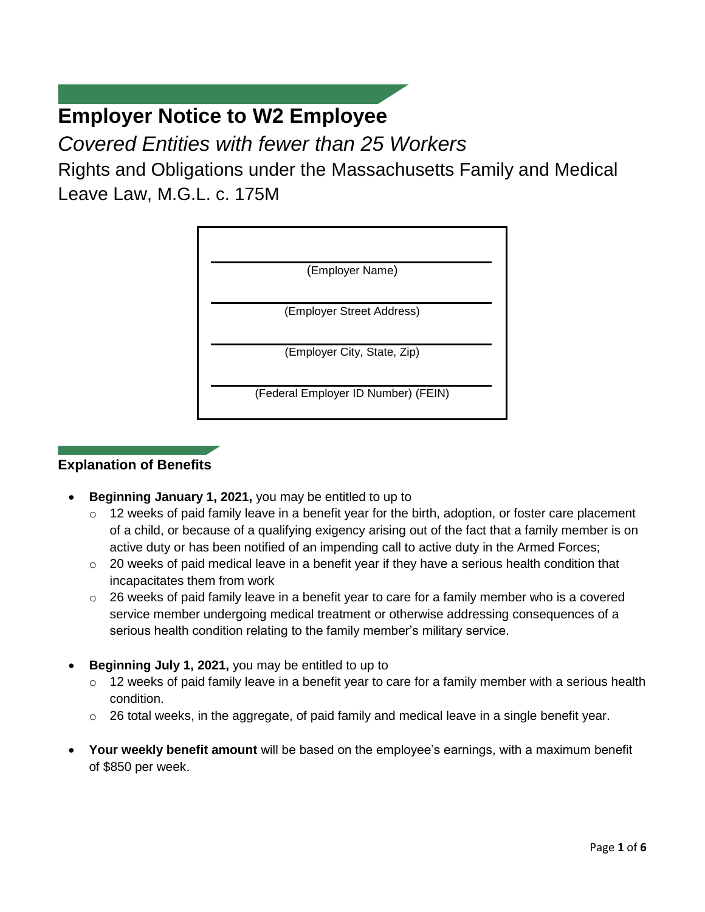# Employer Notice to W2 Employee

*Covered Entities with fewer than 25 Workers*

Rights and Obligations under the Massachusetts Family and Medical Leave Law, M.G.L. c. 175M

| |
|---|
| (Employer Name) |
| (Employer Street Address) |
| (Employer City, State, Zip) |
| (Federal Employer ID Number) (FEIN) |

## Explanation of Benefits

- **Beginning January 1, 2021,** you may be entitled to up to
  - 12 weeks of paid family leave in a benefit year for the birth, adoption, or foster care placement of a child, or because of a qualifying exigency arising out of the fact that a family member is on active duty or has been notified of an impending call to active duty in the Armed Forces;
  - 20 weeks of paid medical leave in a benefit year if they have a serious health condition that incapacitates them from work
  - 26 weeks of paid family leave in a benefit year to care for a family member who is a covered service member undergoing medical treatment or otherwise addressing consequences of a serious health condition relating to the family member's military service.
- **Beginning July 1, 2021,** you may be entitled to up to
  - 12 weeks of paid family leave in a benefit year to care for a family member with a serious health condition.
  - 26 total weeks, in the aggregate, of paid family and medical leave in a single benefit year.
- **Your weekly benefit amount** will be based on the employee's earnings, with a maximum benefit of $850 per week.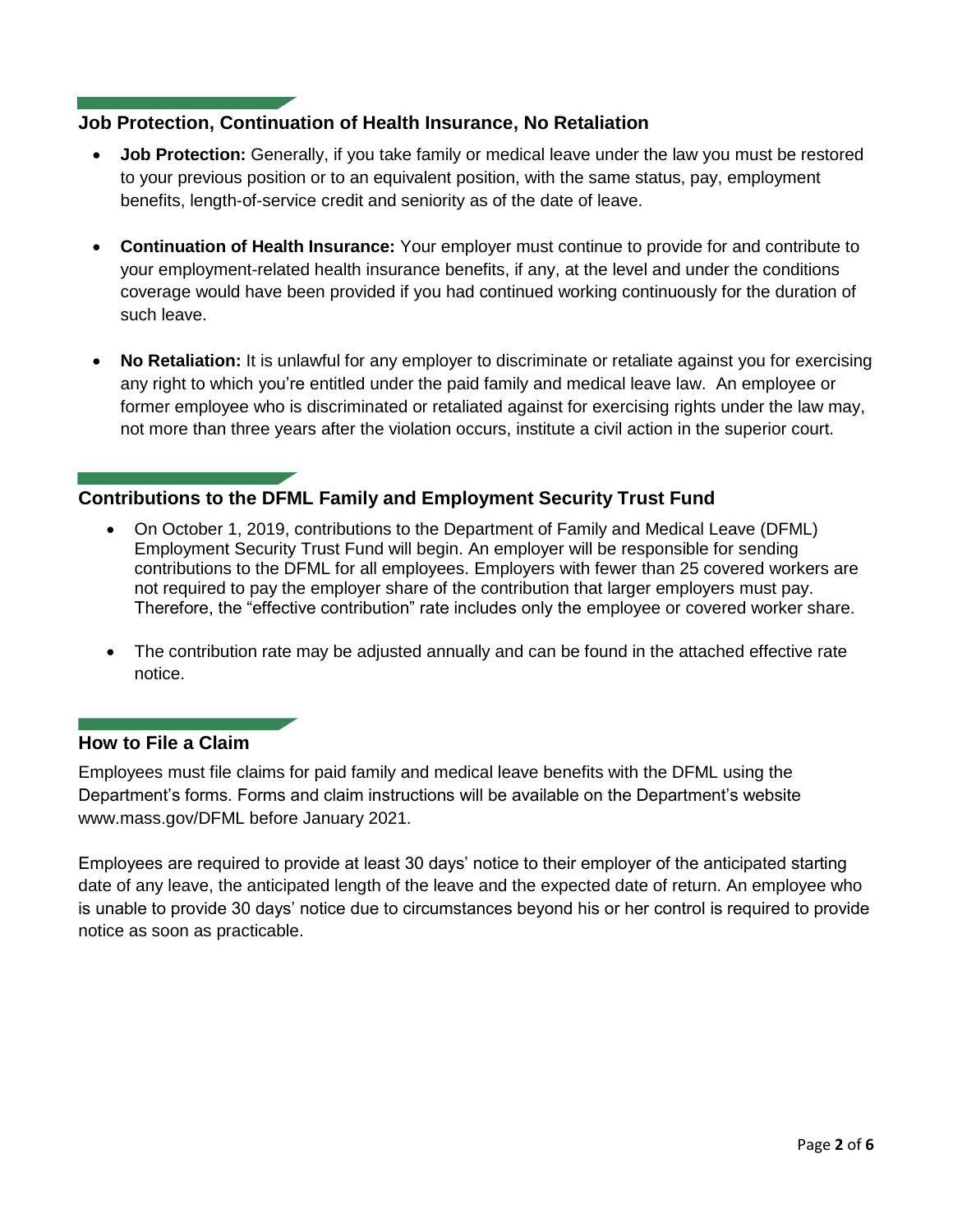## Job Protection, Continuation of Health Insurance, No Retaliation

- **Job Protection:** Generally, if you take family or medical leave under the law you must be restored to your previous position or to an equivalent position, with the same status, pay, employment benefits, length-of-service credit and seniority as of the date of leave.

- **Continuation of Health Insurance:** Your employer must continue to provide for and contribute to your employment-related health insurance benefits, if any, at the level and under the conditions coverage would have been provided if you had continued working continuously for the duration of such leave.

- **No Retaliation:** It is unlawful for any employer to discriminate or retaliate against you for exercising any right to which you're entitled under the paid family and medical leave law. An employee or former employee who is discriminated or retaliated against for exercising rights under the law may, not more than three years after the violation occurs, institute a civil action in the superior court.

## Contributions to the DFML Family and Employment Security Trust Fund

- On October 1, 2019, contributions to the Department of Family and Medical Leave (DFML) Employment Security Trust Fund will begin. An employer will be responsible for sending contributions to the DFML for all employees. Employers with fewer than 25 covered workers are not required to pay the employer share of the contribution that larger employers must pay. Therefore, the "effective contribution" rate includes only the employee or covered worker share.

- The contribution rate may be adjusted annually and can be found in the attached effective rate notice.

## How to File a Claim

Employees must file claims for paid family and medical leave benefits with the DFML using the Department's forms. Forms and claim instructions will be available on the Department's website www.mass.gov/DFML before January 2021.

Employees are required to provide at least 30 days' notice to their employer of the anticipated starting date of any leave, the anticipated length of the leave and the expected date of return. An employee who is unable to provide 30 days' notice due to circumstances beyond his or her control is required to provide notice as soon as practicable.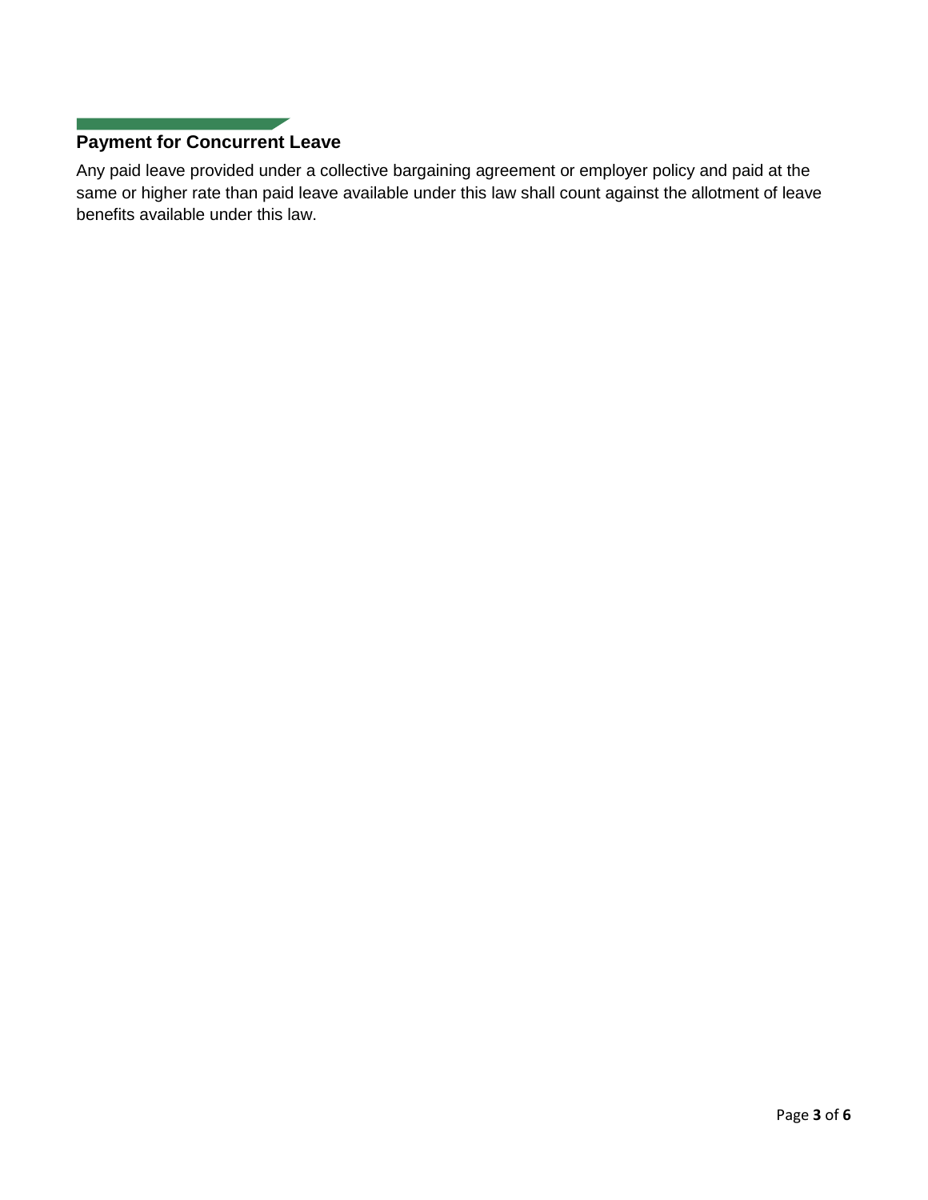## Payment for Concurrent Leave

Any paid leave provided under a collective bargaining agreement or employer policy and paid at the same or higher rate than paid leave available under this law shall count against the allotment of leave benefits available under this law.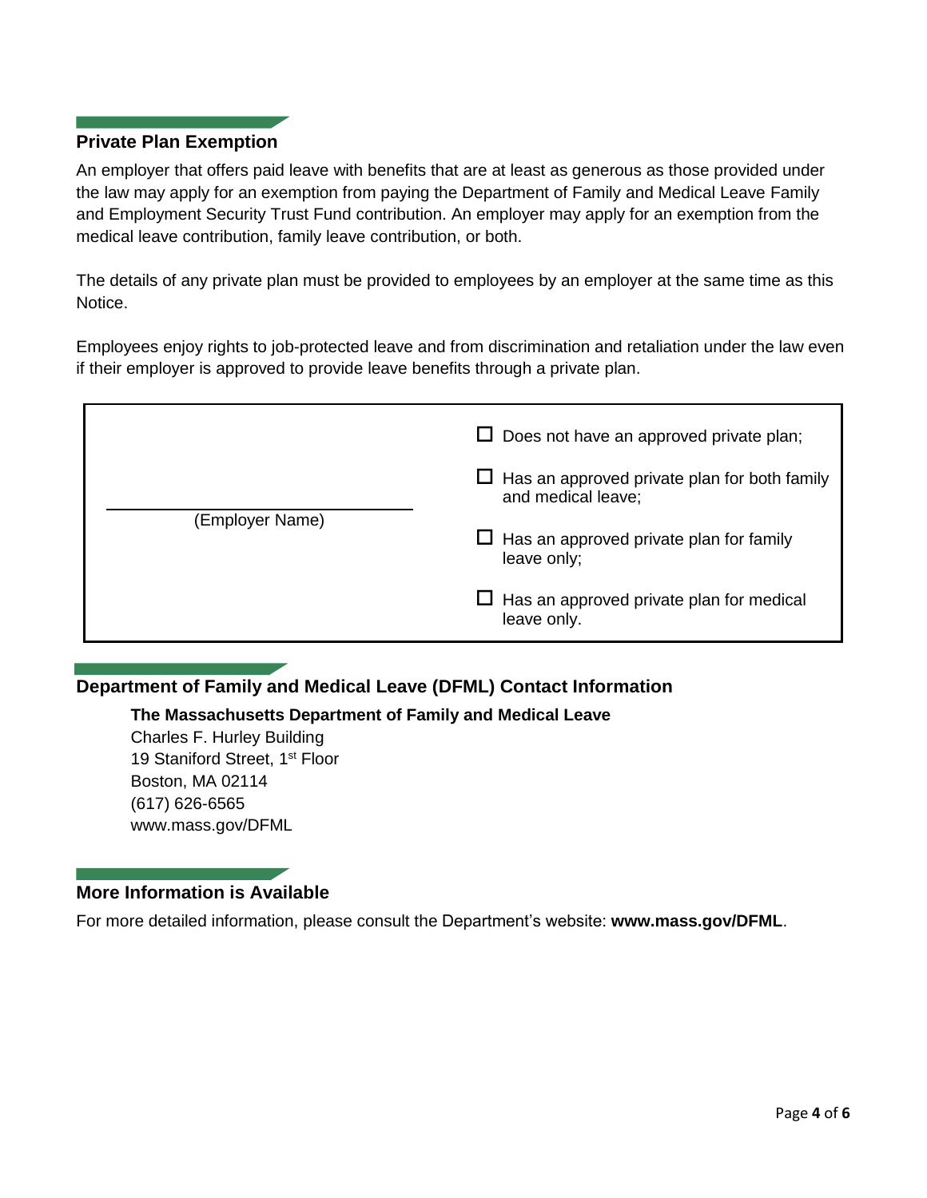## Private Plan Exemption

An employer that offers paid leave with benefits that are at least as generous as those provided under the law may apply for an exemption from paying the Department of Family and Medical Leave Family and Employment Security Trust Fund contribution. An employer may apply for an exemption from the medical leave contribution, family leave contribution, or both.

The details of any private plan must be provided to employees by an employer at the same time as this Notice.

Employees enjoy rights to job-protected leave and from discrimination and retaliation under the law even if their employer is approved to provide leave benefits through a private plan.

| | |
|---|---|
| ______________________________ <br> (Employer Name) | ☐ Does not have an approved private plan; <br> ☐ Has an approved private plan for both family and medical leave; <br> ☐ Has an approved private plan for family leave only; <br> ☐ Has an approved private plan for medical leave only. |

## Department of Family and Medical Leave (DFML) Contact Information

**The Massachusetts Department of Family and Medical Leave**
Charles F. Hurley Building
19 Staniford Street, 1st Floor
Boston, MA 02114
(617) 626-6565
www.mass.gov/DFML

## More Information is Available

For more detailed information, please consult the Department's website: **www.mass.gov/DFML**.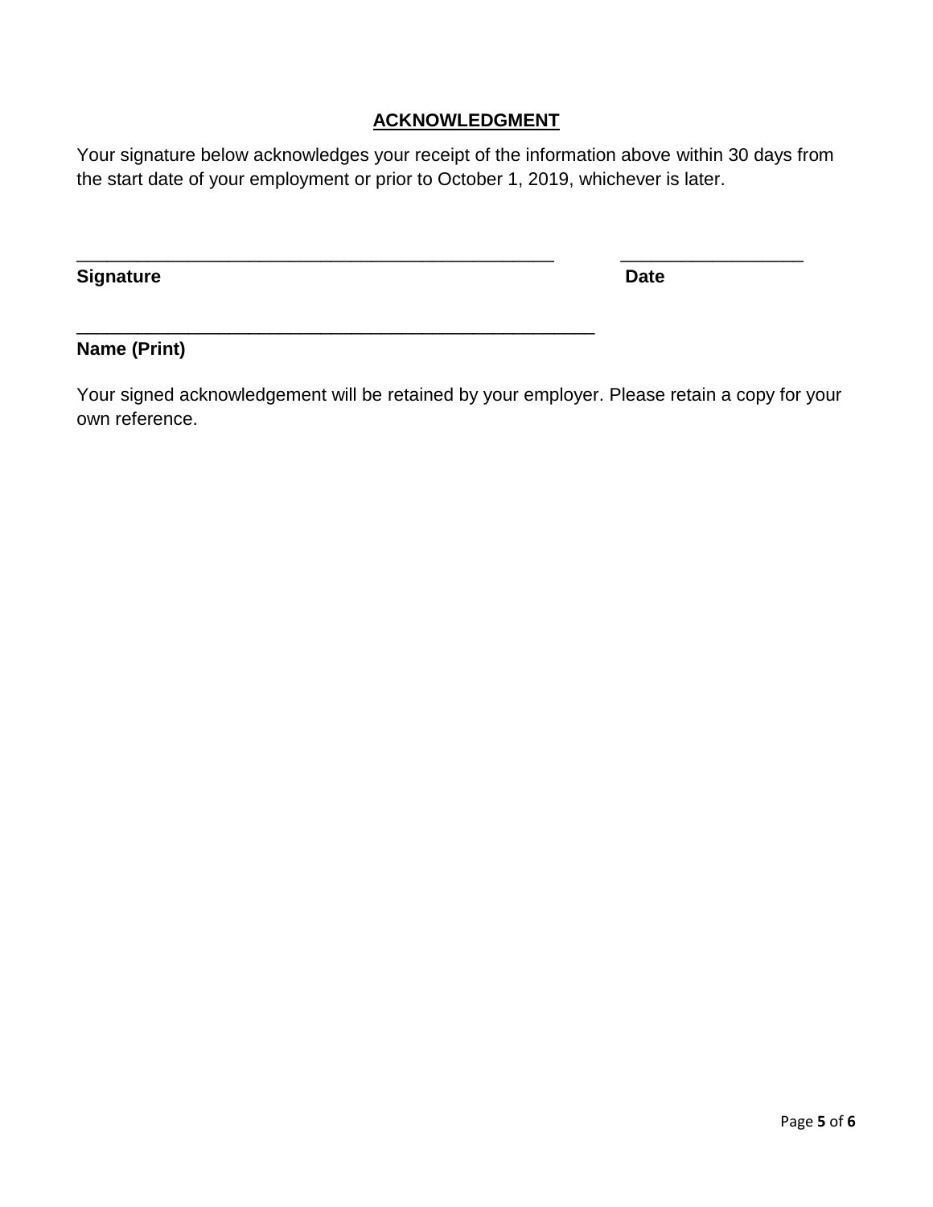## ACKNOWLEDGMENT

Your signature below acknowledges your receipt of the information above within 30 days from the start date of your employment or prior to October 1, 2019, whichever is later.

_______________________________________________ &nbsp;&nbsp;&nbsp;&nbsp;&nbsp;&nbsp; __________________

**Signature** &nbsp;&nbsp;&nbsp;&nbsp;&nbsp;&nbsp;&nbsp;&nbsp;&nbsp;&nbsp;&nbsp;&nbsp;&nbsp;&nbsp;&nbsp;&nbsp;&nbsp;&nbsp;&nbsp;&nbsp;&nbsp;&nbsp;&nbsp;&nbsp;&nbsp;&nbsp;&nbsp;&nbsp;&nbsp;&nbsp;&nbsp;&nbsp;&nbsp;&nbsp;&nbsp;&nbsp;&nbsp;&nbsp;&nbsp;&nbsp;&nbsp;&nbsp;&nbsp;&nbsp;&nbsp;&nbsp;&nbsp;&nbsp; **Date**

___________________________________________________

**Name (Print)**

Your signed acknowledgement will be retained by your employer. Please retain a copy for your own reference.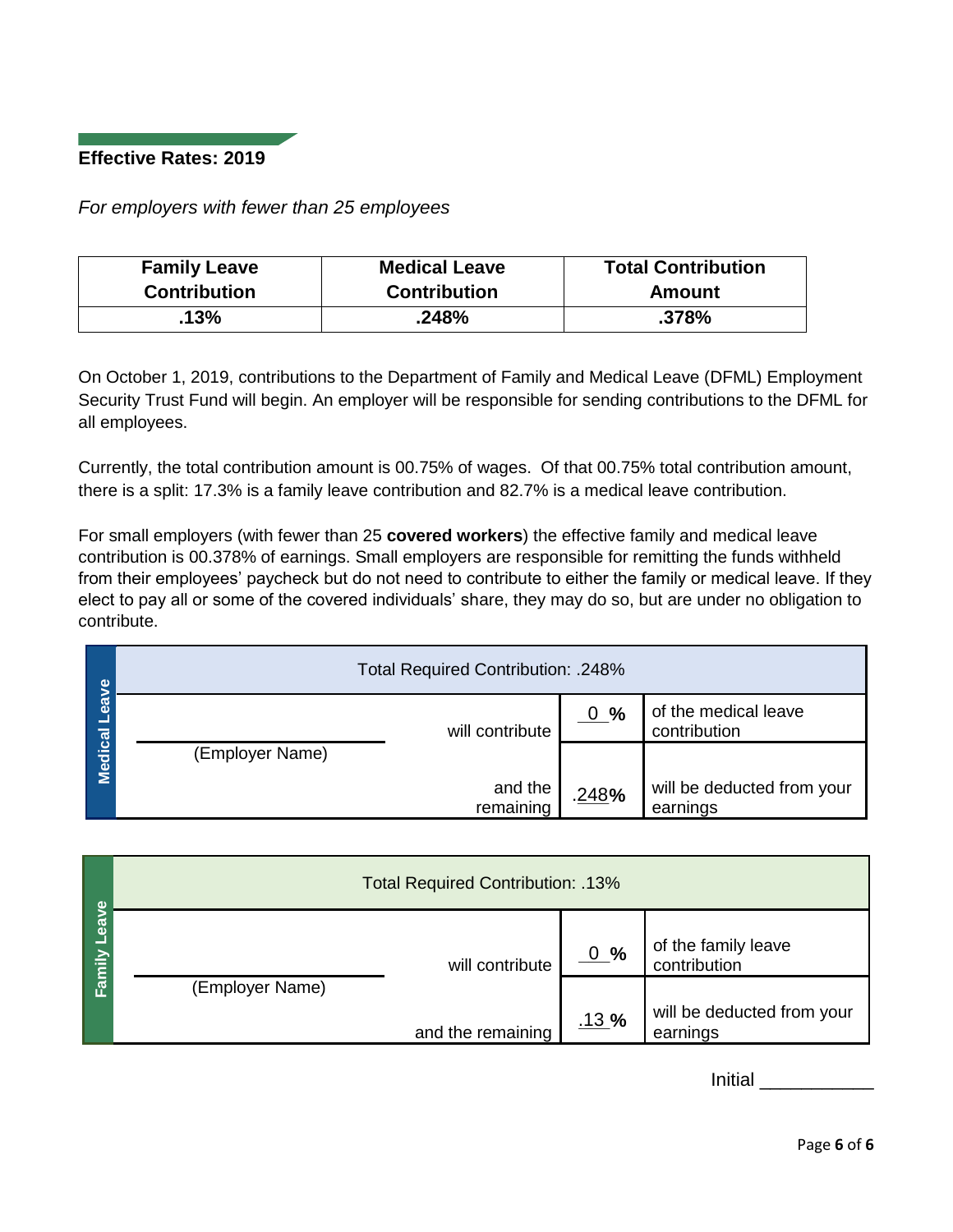## Effective Rates: 2019

*For employers with fewer than 25 employees*

| Family Leave Contribution | Medical Leave Contribution | Total Contribution Amount |
|---|---|---|
| .13% | .248% | .378% |

On October 1, 2019, contributions to the Department of Family and Medical Leave (DFML) Employment Security Trust Fund will begin. An employer will be responsible for sending contributions to the DFML for all employees.

Currently, the total contribution amount is 00.75% of wages. Of that 00.75% total contribution amount, there is a split: 17.3% is a family leave contribution and 82.7% is a medical leave contribution.

For small employers (with fewer than 25 **covered workers**) the effective family and medical leave contribution is 00.378% of earnings. Small employers are responsible for remitting the funds withheld from their employees' paycheck but do not need to contribute to either the family or medical leave. If they elect to pay all or some of the covered individuals' share, they may do so, but are under no obligation to contribute.

**Medical Leave**

| Total Required Contribution: .248% | | | |
|---|---|---|---|
| ____________ (Employer Name) | will contribute | 0 % | of the medical leave contribution |
| | and the remaining | .248% | will be deducted from your earnings |

**Family Leave**

| Total Required Contribution: .13% | | | |
|---|---|---|---|
| ____________ (Employer Name) | will contribute | 0 % | of the family leave contribution |
| | and the remaining | .13 % | will be deducted from your earnings |

Initial ___________